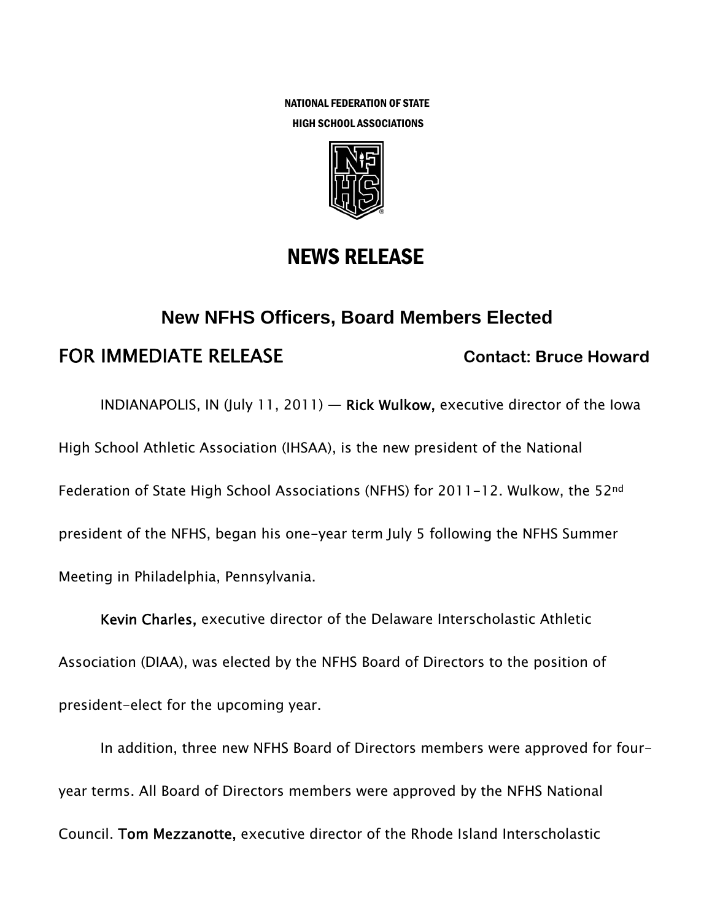NATIONAL FEDERATION OF STATE
HIGH SCHOOL ASSOCIATIONS

# NEWS RELEASE

## New NFHS Officers, Board Members Elected

**FOR IMMEDIATE RELEASE** **Contact: Bruce Howard**

INDIANAPOLIS, IN (July 11, 2011) — **Rick Wulkow,** executive director of the Iowa High School Athletic Association (IHSAA), is the new president of the National Federation of State High School Associations (NFHS) for 2011-12. Wulkow, the 52nd president of the NFHS, began his one-year term July 5 following the NFHS Summer Meeting in Philadelphia, Pennsylvania.

**Kevin Charles,** executive director of the Delaware Interscholastic Athletic Association (DIAA), was elected by the NFHS Board of Directors to the position of president-elect for the upcoming year.

In addition, three new NFHS Board of Directors members were approved for four-year terms. All Board of Directors members were approved by the NFHS National Council. **Tom Mezzanotte,** executive director of the Rhode Island Interscholastic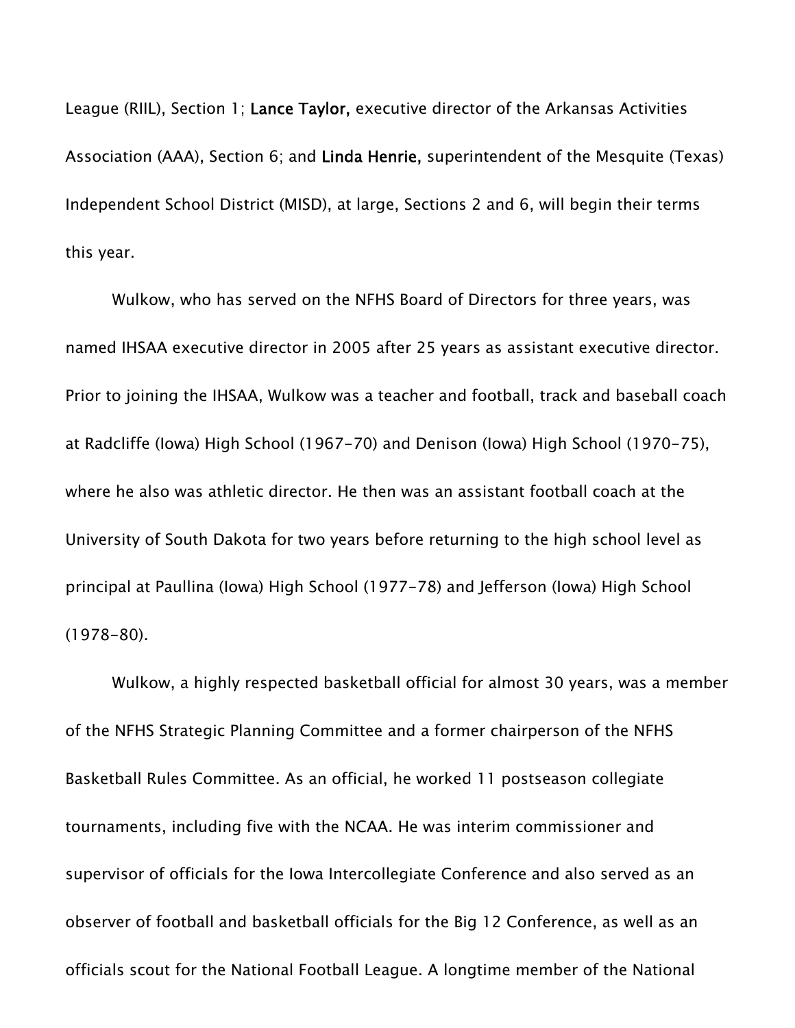League (RIIL), Section 1; **Lance Taylor,** executive director of the Arkansas Activities Association (AAA), Section 6; and **Linda Henrie,** superintendent of the Mesquite (Texas) Independent School District (MISD), at large, Sections 2 and 6, will begin their terms this year.

Wulkow, who has served on the NFHS Board of Directors for three years, was named IHSAA executive director in 2005 after 25 years as assistant executive director. Prior to joining the IHSAA, Wulkow was a teacher and football, track and baseball coach at Radcliffe (Iowa) High School (1967-70) and Denison (Iowa) High School (1970-75), where he also was athletic director. He then was an assistant football coach at the University of South Dakota for two years before returning to the high school level as principal at Paullina (Iowa) High School (1977-78) and Jefferson (Iowa) High School (1978-80).

Wulkow, a highly respected basketball official for almost 30 years, was a member of the NFHS Strategic Planning Committee and a former chairperson of the NFHS Basketball Rules Committee. As an official, he worked 11 postseason collegiate tournaments, including five with the NCAA. He was interim commissioner and supervisor of officials for the Iowa Intercollegiate Conference and also served as an observer of football and basketball officials for the Big 12 Conference, as well as an officials scout for the National Football League. A longtime member of the National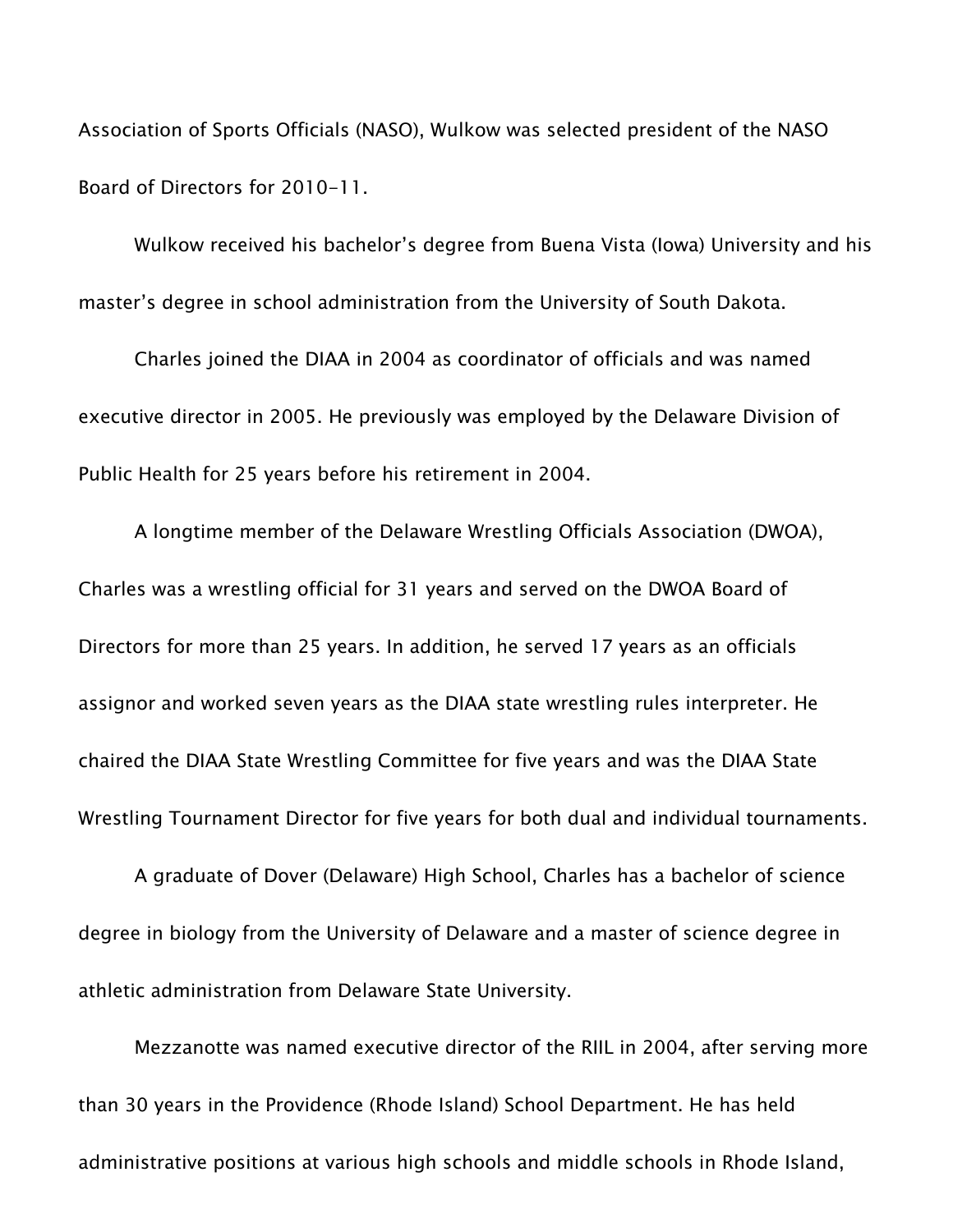Association of Sports Officials (NASO), Wulkow was selected president of the NASO Board of Directors for 2010-11.

Wulkow received his bachelor's degree from Buena Vista (Iowa) University and his master's degree in school administration from the University of South Dakota.

Charles joined the DIAA in 2004 as coordinator of officials and was named executive director in 2005. He previously was employed by the Delaware Division of Public Health for 25 years before his retirement in 2004.

A longtime member of the Delaware Wrestling Officials Association (DWOA), Charles was a wrestling official for 31 years and served on the DWOA Board of Directors for more than 25 years. In addition, he served 17 years as an officials assignor and worked seven years as the DIAA state wrestling rules interpreter. He chaired the DIAA State Wrestling Committee for five years and was the DIAA State Wrestling Tournament Director for five years for both dual and individual tournaments.

A graduate of Dover (Delaware) High School, Charles has a bachelor of science degree in biology from the University of Delaware and a master of science degree in athletic administration from Delaware State University.

Mezzanotte was named executive director of the RIIL in 2004, after serving more than 30 years in the Providence (Rhode Island) School Department. He has held administrative positions at various high schools and middle schools in Rhode Island,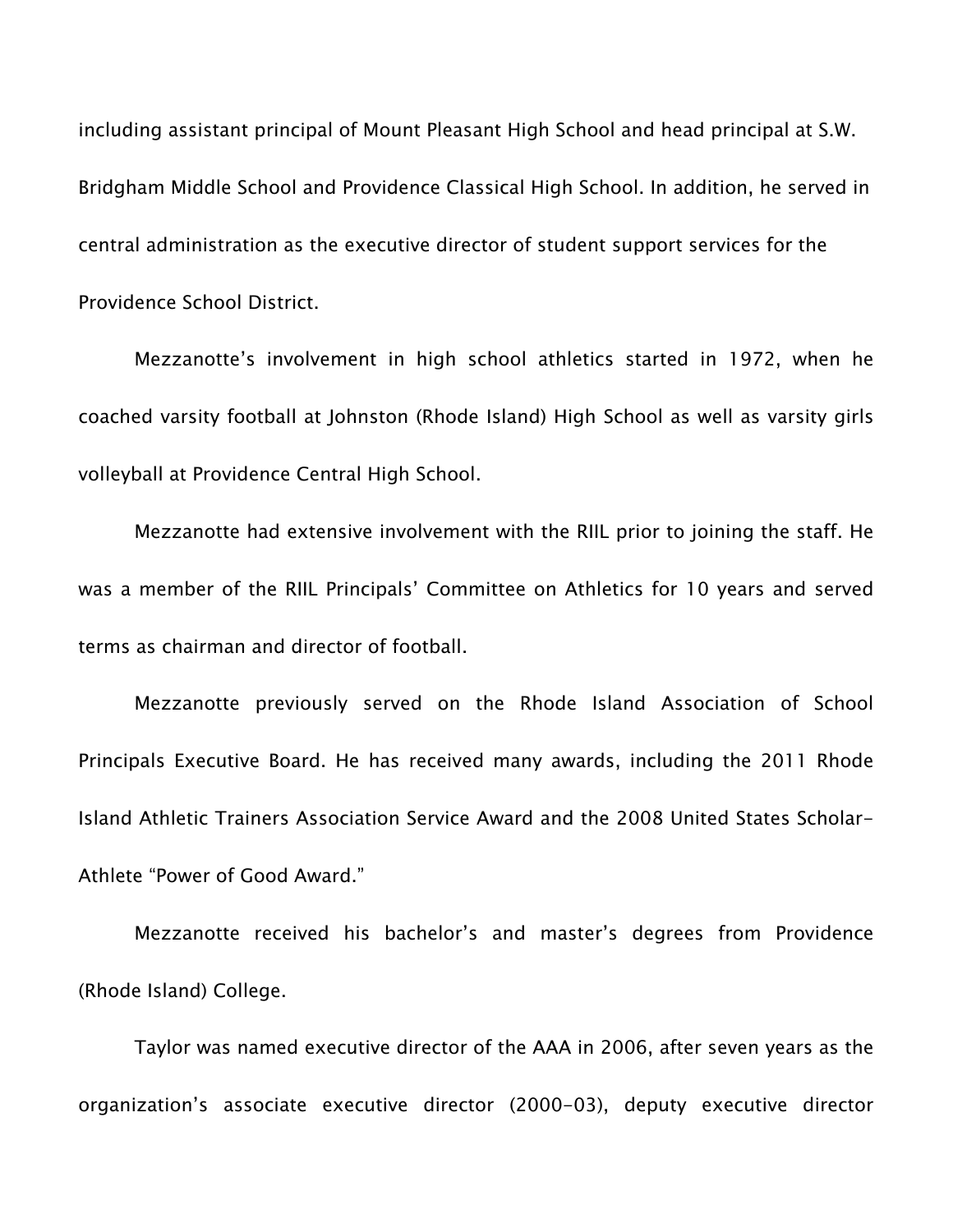including assistant principal of Mount Pleasant High School and head principal at S.W. Bridgham Middle School and Providence Classical High School. In addition, he served in central administration as the executive director of student support services for the Providence School District.

Mezzanotte's involvement in high school athletics started in 1972, when he coached varsity football at Johnston (Rhode Island) High School as well as varsity girls volleyball at Providence Central High School.

Mezzanotte had extensive involvement with the RIIL prior to joining the staff. He was a member of the RIIL Principals' Committee on Athletics for 10 years and served terms as chairman and director of football.

Mezzanotte previously served on the Rhode Island Association of School Principals Executive Board. He has received many awards, including the 2011 Rhode Island Athletic Trainers Association Service Award and the 2008 United States Scholar-Athlete "Power of Good Award."

Mezzanotte received his bachelor's and master's degrees from Providence (Rhode Island) College.

Taylor was named executive director of the AAA in 2006, after seven years as the organization's associate executive director (2000-03), deputy executive director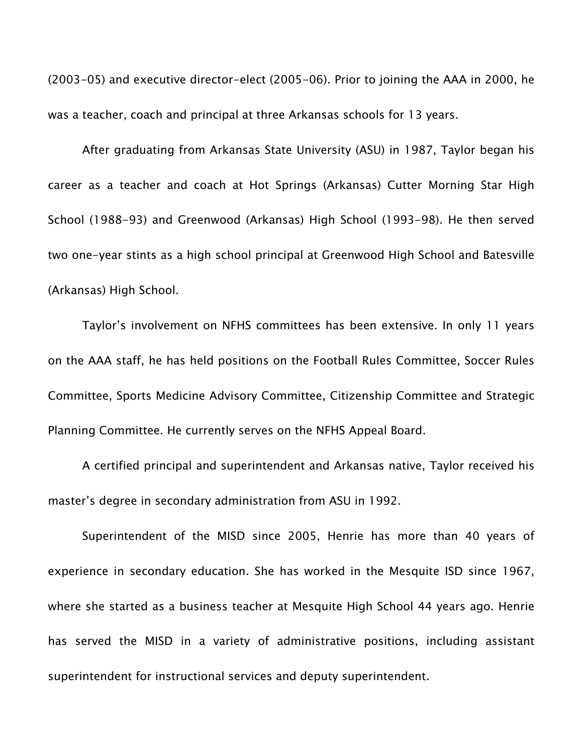(2003-05) and executive director-elect (2005-06). Prior to joining the AAA in 2000, he was a teacher, coach and principal at three Arkansas schools for 13 years.

After graduating from Arkansas State University (ASU) in 1987, Taylor began his career as a teacher and coach at Hot Springs (Arkansas) Cutter Morning Star High School (1988-93) and Greenwood (Arkansas) High School (1993-98). He then served two one-year stints as a high school principal at Greenwood High School and Batesville (Arkansas) High School.

Taylor's involvement on NFHS committees has been extensive. In only 11 years on the AAA staff, he has held positions on the Football Rules Committee, Soccer Rules Committee, Sports Medicine Advisory Committee, Citizenship Committee and Strategic Planning Committee. He currently serves on the NFHS Appeal Board.

A certified principal and superintendent and Arkansas native, Taylor received his master's degree in secondary administration from ASU in 1992.

Superintendent of the MISD since 2005, Henrie has more than 40 years of experience in secondary education. She has worked in the Mesquite ISD since 1967, where she started as a business teacher at Mesquite High School 44 years ago. Henrie has served the MISD in a variety of administrative positions, including assistant superintendent for instructional services and deputy superintendent.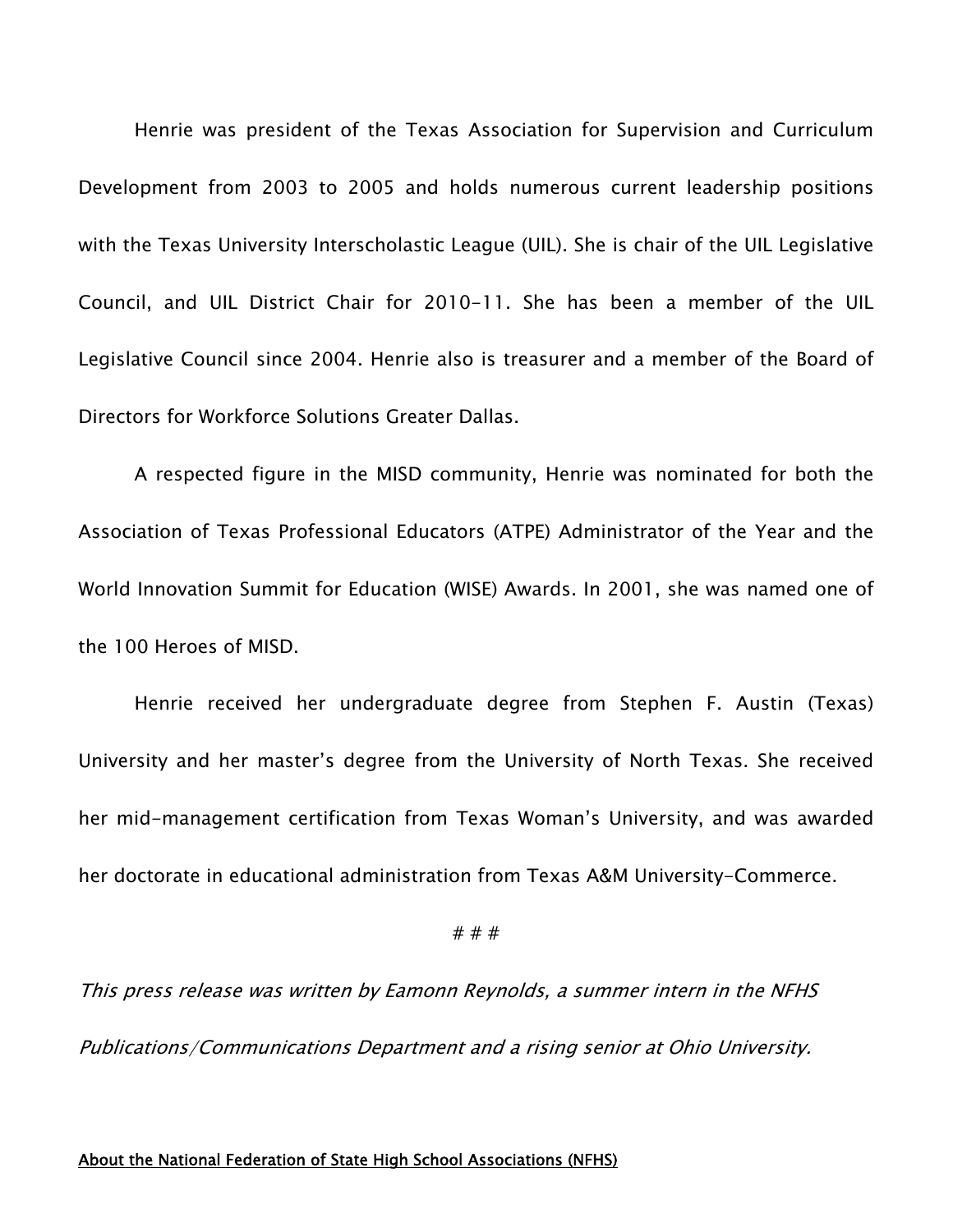Henrie was president of the Texas Association for Supervision and Curriculum Development from 2003 to 2005 and holds numerous current leadership positions with the Texas University Interscholastic League (UIL). She is chair of the UIL Legislative Council, and UIL District Chair for 2010-11. She has been a member of the UIL Legislative Council since 2004. Henrie also is treasurer and a member of the Board of Directors for Workforce Solutions Greater Dallas.

A respected figure in the MISD community, Henrie was nominated for both the Association of Texas Professional Educators (ATPE) Administrator of the Year and the World Innovation Summit for Education (WISE) Awards. In 2001, she was named one of the 100 Heroes of MISD.

Henrie received her undergraduate degree from Stephen F. Austin (Texas) University and her master's degree from the University of North Texas. She received her mid-management certification from Texas Woman's University, and was awarded her doctorate in educational administration from Texas A&M University-Commerce.

# # #

*This press release was written by Eamonn Reynolds, a summer intern in the NFHS Publications/Communications Department and a rising senior at Ohio University.*

<u>About the National Federation of State High School Associations (NFHS)</u>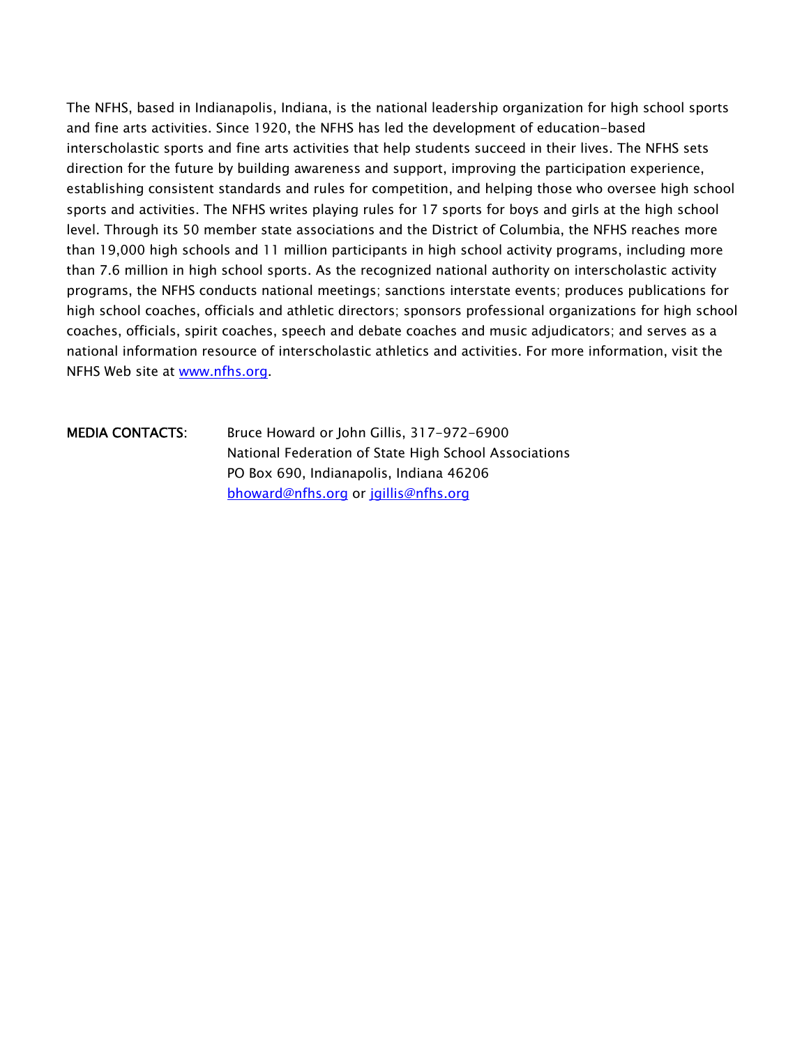The NFHS, based in Indianapolis, Indiana, is the national leadership organization for high school sports and fine arts activities. Since 1920, the NFHS has led the development of education-based interscholastic sports and fine arts activities that help students succeed in their lives. The NFHS sets direction for the future by building awareness and support, improving the participation experience, establishing consistent standards and rules for competition, and helping those who oversee high school sports and activities. The NFHS writes playing rules for 17 sports for boys and girls at the high school level. Through its 50 member state associations and the District of Columbia, the NFHS reaches more than 19,000 high schools and 11 million participants in high school activity programs, including more than 7.6 million in high school sports. As the recognized national authority on interscholastic activity programs, the NFHS conducts national meetings; sanctions interstate events; produces publications for high school coaches, officials and athletic directors; sponsors professional organizations for high school coaches, officials, spirit coaches, speech and debate coaches and music adjudicators; and serves as a national information resource of interscholastic athletics and activities. For more information, visit the NFHS Web site at [www.nfhs.org](http://www.nfhs.org).

**MEDIA CONTACTS**: Bruce Howard or John Gillis, 317-972-6900
National Federation of State High School Associations
PO Box 690, Indianapolis, Indiana 46206
[bhoward@nfhs.org](mailto:bhoward@nfhs.org) or [jgillis@nfhs.org](mailto:jgillis@nfhs.org)